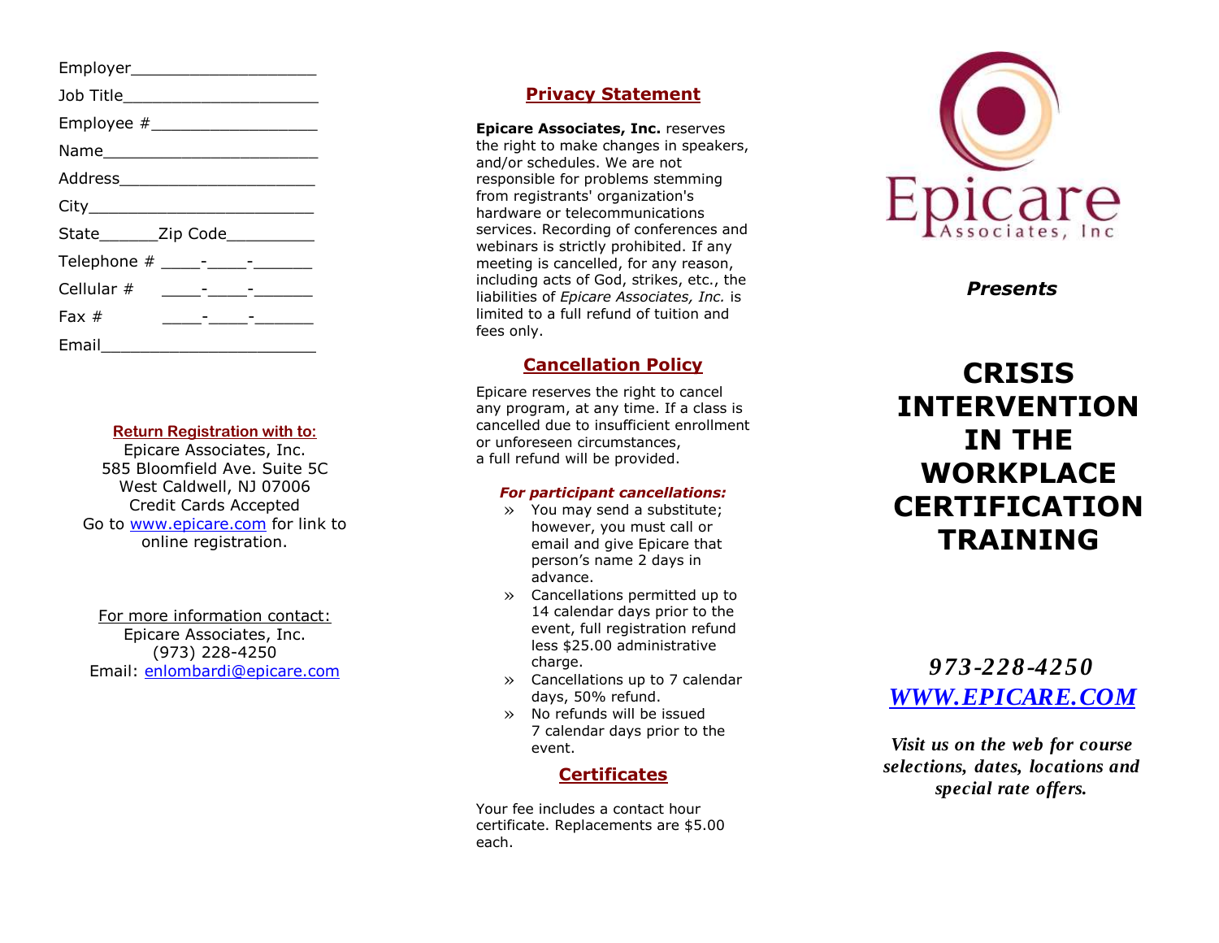Employer____________________

Job Title_____________________

Employee #__________________

Name_______________________

Address_____________________

City________________________

State______Zip Code_________

Telephone # ____-____-______

Cellular # ____-____-______

Fax # ____-____-______

Email______________________

**Return Registration with to:**

Epicare Associates, Inc.
585 Bloomfield Ave. Suite 5C
West Caldwell, NJ 07006
Credit Cards Accepted
Go to www.epicare.com for link to online registration.

For more information contact:
Epicare Associates, Inc.
(973) 228-4250
Email: enlombardi@epicare.com

## Privacy Statement

**Epicare Associates, Inc.** reserves the right to make changes in speakers, and/or schedules. We are not responsible for problems stemming from registrants' organization's hardware or telecommunications services. Recording of conferences and webinars is strictly prohibited. If any meeting is cancelled, for any reason, including acts of God, strikes, etc., the liabilities of *Epicare Associates, Inc.* is limited to a full refund of tuition and fees only.

## Cancellation Policy

Epicare reserves the right to cancel any program, at any time. If a class is cancelled due to insufficient enrollment or unforeseen circumstances, a full refund will be provided.

***For participant cancellations:***

- You may send a substitute; however, you must call or email and give Epicare that person's name 2 days in advance.
- Cancellations permitted up to 14 calendar days prior to the event, full registration refund less $25.00 administrative charge.
- Cancellations up to 7 calendar days, 50% refund.
- No refunds will be issued 7 calendar days prior to the event.

## Certificates

Your fee includes a contact hour certificate. Replacements are $5.00 each.

Epicare Associates, Inc

***Presents***

# CRISIS INTERVENTION IN THE WORKPLACE CERTIFICATION TRAINING

***973-228-4250***

***WWW.EPICARE.COM***

***Visit us on the web for course selections, dates, locations and special rate offers.***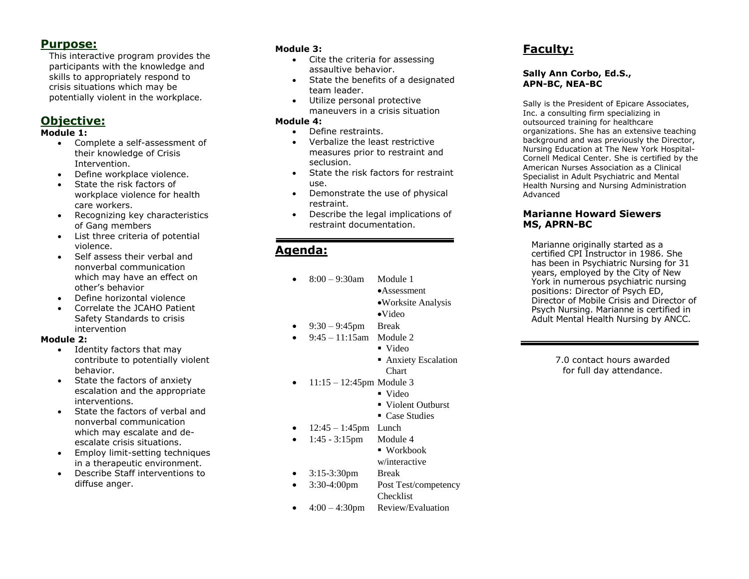## Purpose:

This interactive program provides the participants with the knowledge and skills to appropriately respond to crisis situations which may be potentially violent in the workplace.

## Objective:

**Module 1:**

- Complete a self-assessment of their knowledge of Crisis Intervention.
- Define workplace violence.
- State the risk factors of workplace violence for health care workers.
- Recognizing key characteristics of Gang members
- List three criteria of potential violence.
- Self assess their verbal and nonverbal communication which may have an effect on other's behavior
- Define horizontal violence
- Correlate the JCAHO Patient Safety Standards to crisis intervention

**Module 2:**

- Identity factors that may contribute to potentially violent behavior.
- State the factors of anxiety escalation and the appropriate interventions.
- State the factors of verbal and nonverbal communication which may escalate and de-escalate crisis situations.
- Employ limit-setting techniques in a therapeutic environment.
- Describe Staff interventions to diffuse anger.

**Module 3:**

- Cite the criteria for assessing assaultive behavior.
- State the benefits of a designated team leader.
- Utilize personal protective maneuvers in a crisis situation

**Module 4:**

- Define restraints.
- Verbalize the least restrictive measures prior to restraint and seclusion.
- State the risk factors for restraint use.
- Demonstrate the use of physical restraint.
- Describe the legal implications of restraint documentation.

## Agenda:

- 8:00 – 9:30am Module 1
  - Assessment
  - Worksite Analysis
  - Video
- 9:30 – 9:45pm Break
- 9:45 – 11:15am Module 2
  - Video
  - Anxiety Escalation Chart
- 11:15 – 12:45pm Module 3
  - Video
  - Violent Outburst
  - Case Studies
- 12:45 – 1:45pm Lunch
- 1:45 - 3:15pm Module 4
  - Workbook w/interactive
- 3:15-3:30pm Break
- 3:30-4:00pm Post Test/competency Checklist
- 4:00 – 4:30pm Review/Evaluation

## Faculty:

**Sally Ann Corbo, Ed.S., APN-BC, NEA-BC**

Sally is the President of Epicare Associates, Inc. a consulting firm specializing in outsourced training for healthcare organizations. She has an extensive teaching background and was previously the Director, Nursing Education at The New York Hospital-Cornell Medical Center. She is certified by the American Nurses Association as a Clinical Specialist in Adult Psychiatric and Mental Health Nursing and Nursing Administration Advanced

**Marianne Howard Siewers MS, APRN-BC**

Marianne originally started as a certified CPI Instructor in 1986. She has been in Psychiatric Nursing for 31 years, employed by the City of New York in numerous psychiatric nursing positions: Director of Psych ED, Director of Mobile Crisis and Director of Psych Nursing. Marianne is certified in Adult Mental Health Nursing by ANCC.

7.0 contact hours awarded for full day attendance.